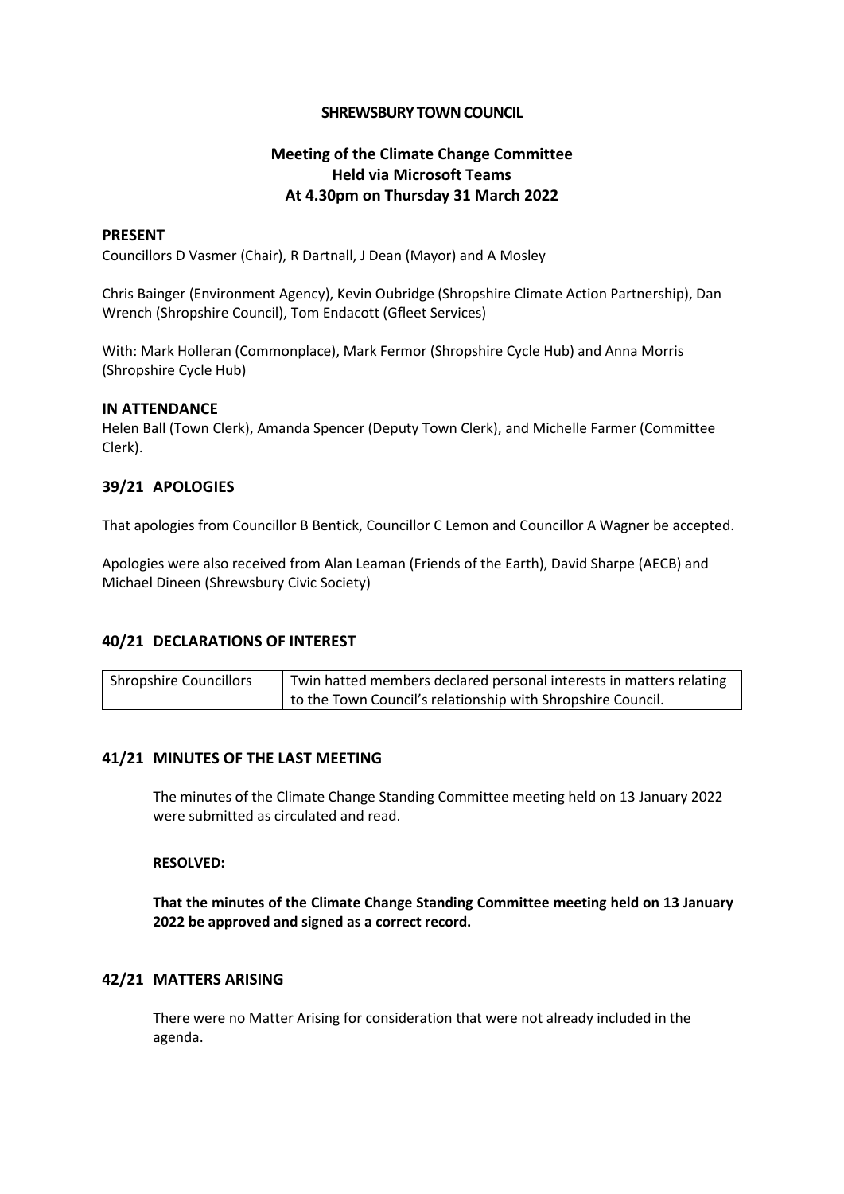**SHREWSBURY TOWN COUNCIL**

**Meeting of the Climate Change Committee**
**Held via Microsoft Teams**
**At 4.30pm on Thursday 31 March 2022**

## PRESENT

Councillors D Vasmer (Chair), R Dartnall, J Dean (Mayor) and A Mosley

Chris Bainger (Environment Agency), Kevin Oubridge (Shropshire Climate Action Partnership), Dan Wrench (Shropshire Council), Tom Endacott (Gfleet Services)

With: Mark Holleran (Commonplace), Mark Fermor (Shropshire Cycle Hub) and Anna Morris (Shropshire Cycle Hub)

## IN ATTENDANCE

Helen Ball (Town Clerk), Amanda Spencer (Deputy Town Clerk), and Michelle Farmer (Committee Clerk).

## 39/21 APOLOGIES

That apologies from Councillor B Bentick, Councillor C Lemon and Councillor A Wagner be accepted.

Apologies were also received from Alan Leaman (Friends of the Earth), David Sharpe (AECB) and Michael Dineen (Shrewsbury Civic Society)

## 40/21 DECLARATIONS OF INTEREST

| Shropshire Councillors | Twin hatted members declared personal interests in matters relating to the Town Council's relationship with Shropshire Council. |
|---|---|

## 41/21 MINUTES OF THE LAST MEETING

The minutes of the Climate Change Standing Committee meeting held on 13 January 2022 were submitted as circulated and read.

**RESOLVED:**

**That the minutes of the Climate Change Standing Committee meeting held on 13 January 2022 be approved and signed as a correct record.**

## 42/21 MATTERS ARISING

There were no Matter Arising for consideration that were not already included in the agenda.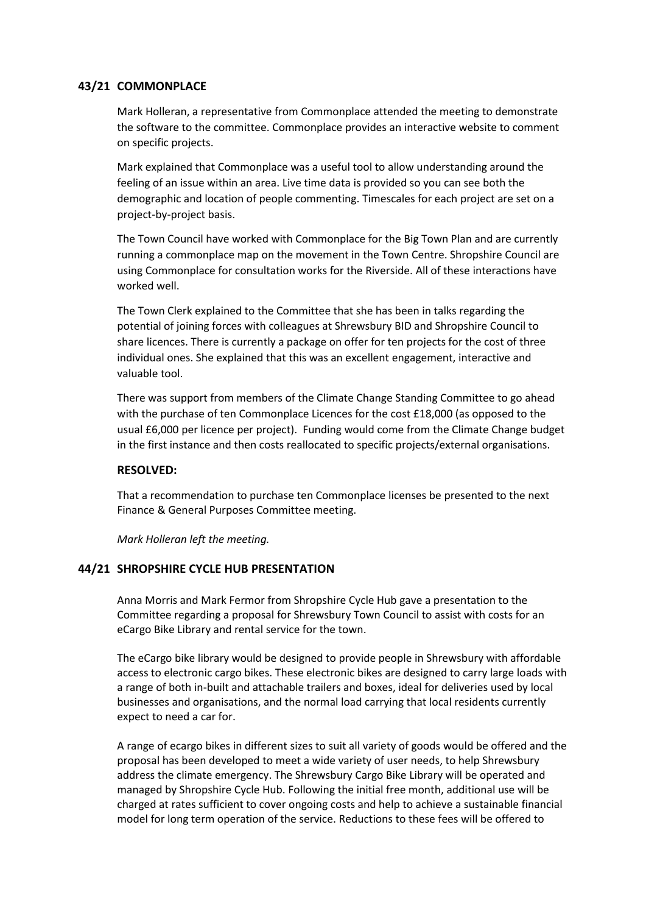## 43/21 COMMONPLACE

Mark Holleran, a representative from Commonplace attended the meeting to demonstrate the software to the committee. Commonplace provides an interactive website to comment on specific projects.

Mark explained that Commonplace was a useful tool to allow understanding around the feeling of an issue within an area. Live time data is provided so you can see both the demographic and location of people commenting. Timescales for each project are set on a project-by-project basis.

The Town Council have worked with Commonplace for the Big Town Plan and are currently running a commonplace map on the movement in the Town Centre. Shropshire Council are using Commonplace for consultation works for the Riverside. All of these interactions have worked well.

The Town Clerk explained to the Committee that she has been in talks regarding the potential of joining forces with colleagues at Shrewsbury BID and Shropshire Council to share licences. There is currently a package on offer for ten projects for the cost of three individual ones. She explained that this was an excellent engagement, interactive and valuable tool.

There was support from members of the Climate Change Standing Committee to go ahead with the purchase of ten Commonplace Licences for the cost £18,000 (as opposed to the usual £6,000 per licence per project). Funding would come from the Climate Change budget in the first instance and then costs reallocated to specific projects/external organisations.

**RESOLVED:**

That a recommendation to purchase ten Commonplace licenses be presented to the next Finance & General Purposes Committee meeting.

*Mark Holleran left the meeting.*

## 44/21 SHROPSHIRE CYCLE HUB PRESENTATION

Anna Morris and Mark Fermor from Shropshire Cycle Hub gave a presentation to the Committee regarding a proposal for Shrewsbury Town Council to assist with costs for an eCargo Bike Library and rental service for the town.

The eCargo bike library would be designed to provide people in Shrewsbury with affordable access to electronic cargo bikes. These electronic bikes are designed to carry large loads with a range of both in-built and attachable trailers and boxes, ideal for deliveries used by local businesses and organisations, and the normal load carrying that local residents currently expect to need a car for.

A range of ecargo bikes in different sizes to suit all variety of goods would be offered and the proposal has been developed to meet a wide variety of user needs, to help Shrewsbury address the climate emergency. The Shrewsbury Cargo Bike Library will be operated and managed by Shropshire Cycle Hub. Following the initial free month, additional use will be charged at rates sufficient to cover ongoing costs and help to achieve a sustainable financial model for long term operation of the service. Reductions to these fees will be offered to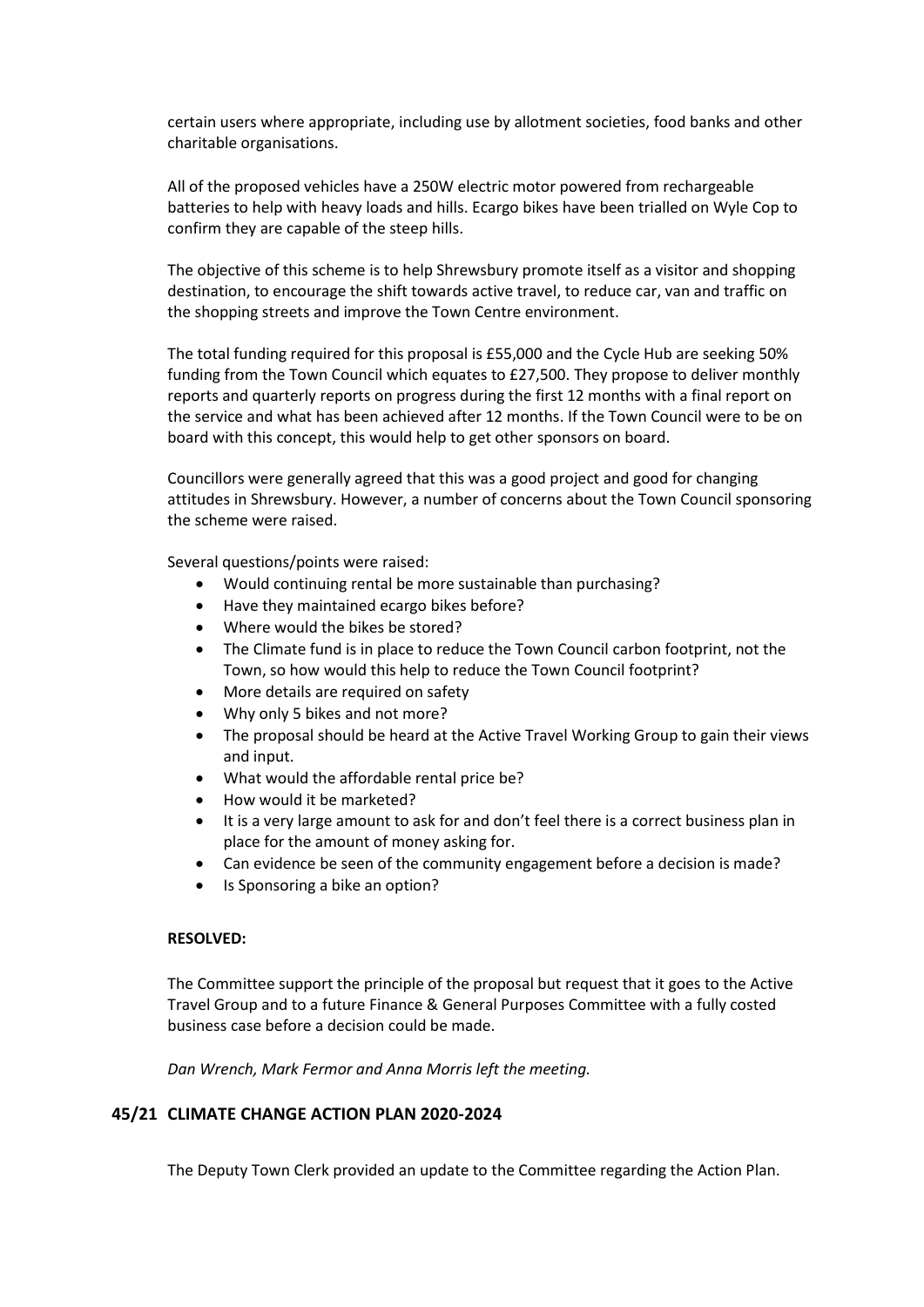certain users where appropriate, including use by allotment societies, food banks and other charitable organisations.

All of the proposed vehicles have a 250W electric motor powered from rechargeable batteries to help with heavy loads and hills. Ecargo bikes have been trialled on Wyle Cop to confirm they are capable of the steep hills.

The objective of this scheme is to help Shrewsbury promote itself as a visitor and shopping destination, to encourage the shift towards active travel, to reduce car, van and traffic on the shopping streets and improve the Town Centre environment.

The total funding required for this proposal is £55,000 and the Cycle Hub are seeking 50% funding from the Town Council which equates to £27,500. They propose to deliver monthly reports and quarterly reports on progress during the first 12 months with a final report on the service and what has been achieved after 12 months. If the Town Council were to be on board with this concept, this would help to get other sponsors on board.

Councillors were generally agreed that this was a good project and good for changing attitudes in Shrewsbury. However, a number of concerns about the Town Council sponsoring the scheme were raised.

Several questions/points were raised:

- Would continuing rental be more sustainable than purchasing?
- Have they maintained ecargo bikes before?
- Where would the bikes be stored?
- The Climate fund is in place to reduce the Town Council carbon footprint, not the Town, so how would this help to reduce the Town Council footprint?
- More details are required on safety
- Why only 5 bikes and not more?
- The proposal should be heard at the Active Travel Working Group to gain their views and input.
- What would the affordable rental price be?
- How would it be marketed?
- It is a very large amount to ask for and don't feel there is a correct business plan in place for the amount of money asking for.
- Can evidence be seen of the community engagement before a decision is made?
- Is Sponsoring a bike an option?

**RESOLVED:**

The Committee support the principle of the proposal but request that it goes to the Active Travel Group and to a future Finance & General Purposes Committee with a fully costed business case before a decision could be made.

*Dan Wrench, Mark Fermor and Anna Morris left the meeting.*

## 45/21 CLIMATE CHANGE ACTION PLAN 2020-2024

The Deputy Town Clerk provided an update to the Committee regarding the Action Plan.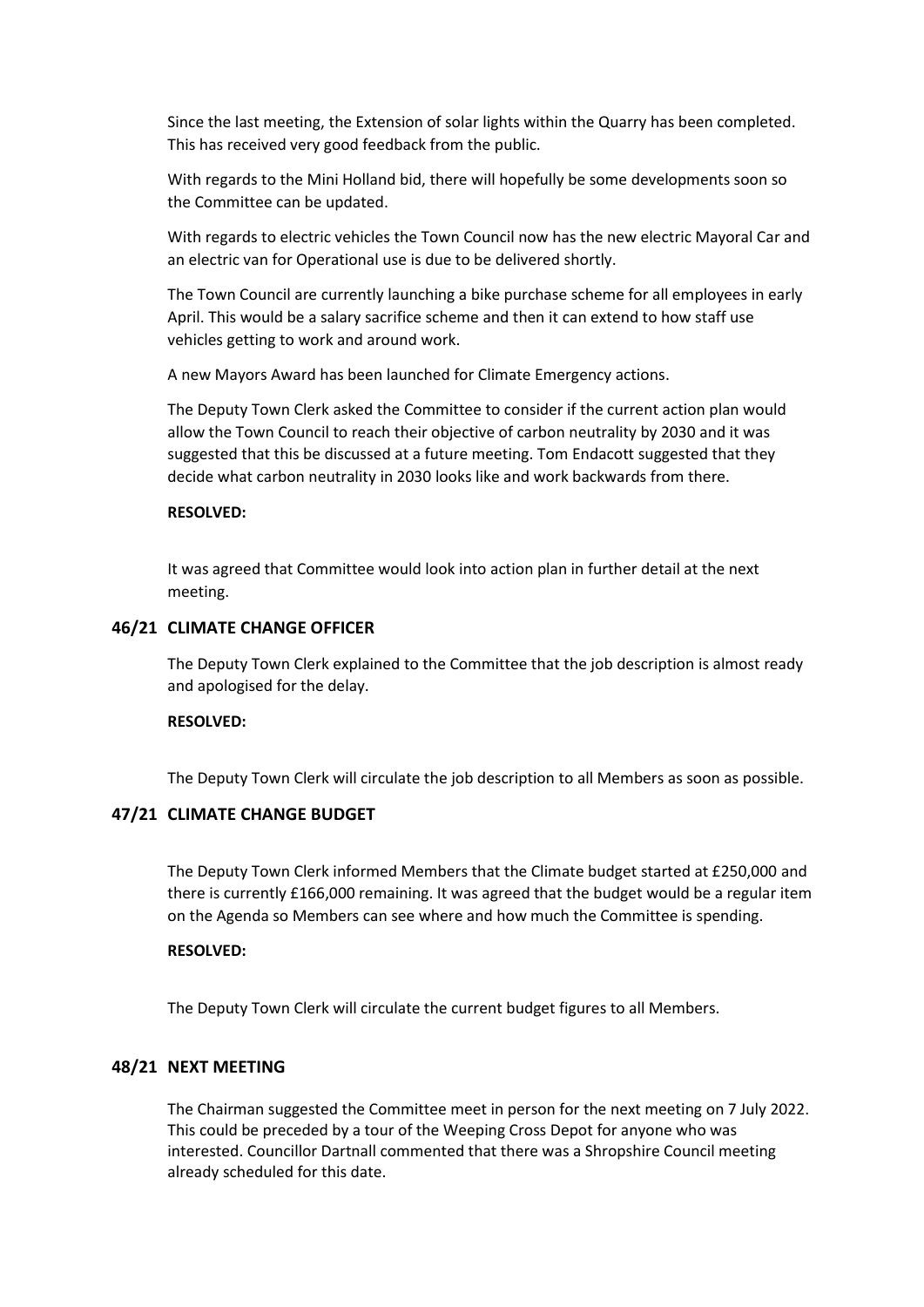Since the last meeting, the Extension of solar lights within the Quarry has been completed. This has received very good feedback from the public.

With regards to the Mini Holland bid, there will hopefully be some developments soon so the Committee can be updated.

With regards to electric vehicles the Town Council now has the new electric Mayoral Car and an electric van for Operational use is due to be delivered shortly.

The Town Council are currently launching a bike purchase scheme for all employees in early April. This would be a salary sacrifice scheme and then it can extend to how staff use vehicles getting to work and around work.

A new Mayors Award has been launched for Climate Emergency actions.

The Deputy Town Clerk asked the Committee to consider if the current action plan would allow the Town Council to reach their objective of carbon neutrality by 2030 and it was suggested that this be discussed at a future meeting. Tom Endacott suggested that they decide what carbon neutrality in 2030 looks like and work backwards from there.

**RESOLVED:**

It was agreed that Committee would look into action plan in further detail at the next meeting.

## 46/21 CLIMATE CHANGE OFFICER

The Deputy Town Clerk explained to the Committee that the job description is almost ready and apologised for the delay.

**RESOLVED:**

The Deputy Town Clerk will circulate the job description to all Members as soon as possible.

## 47/21 CLIMATE CHANGE BUDGET

The Deputy Town Clerk informed Members that the Climate budget started at £250,000 and there is currently £166,000 remaining. It was agreed that the budget would be a regular item on the Agenda so Members can see where and how much the Committee is spending.

**RESOLVED:**

The Deputy Town Clerk will circulate the current budget figures to all Members.

## 48/21 NEXT MEETING

The Chairman suggested the Committee meet in person for the next meeting on 7 July 2022. This could be preceded by a tour of the Weeping Cross Depot for anyone who was interested. Councillor Dartnall commented that there was a Shropshire Council meeting already scheduled for this date.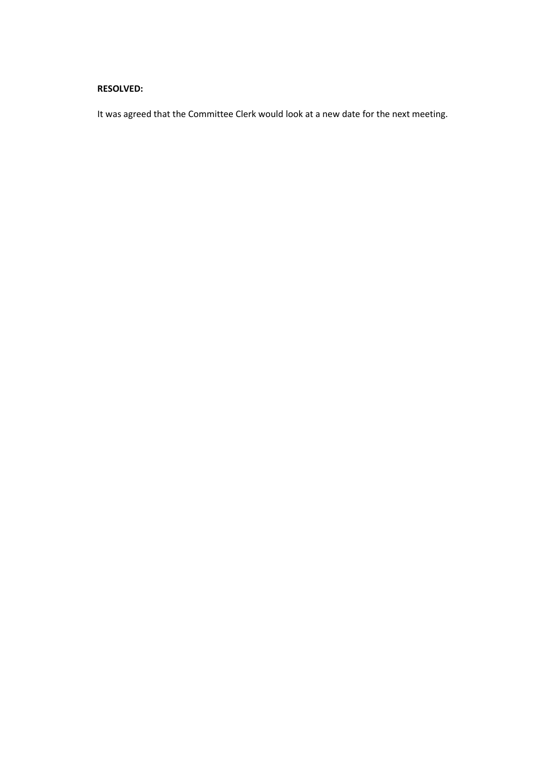**RESOLVED:**

It was agreed that the Committee Clerk would look at a new date for the next meeting.